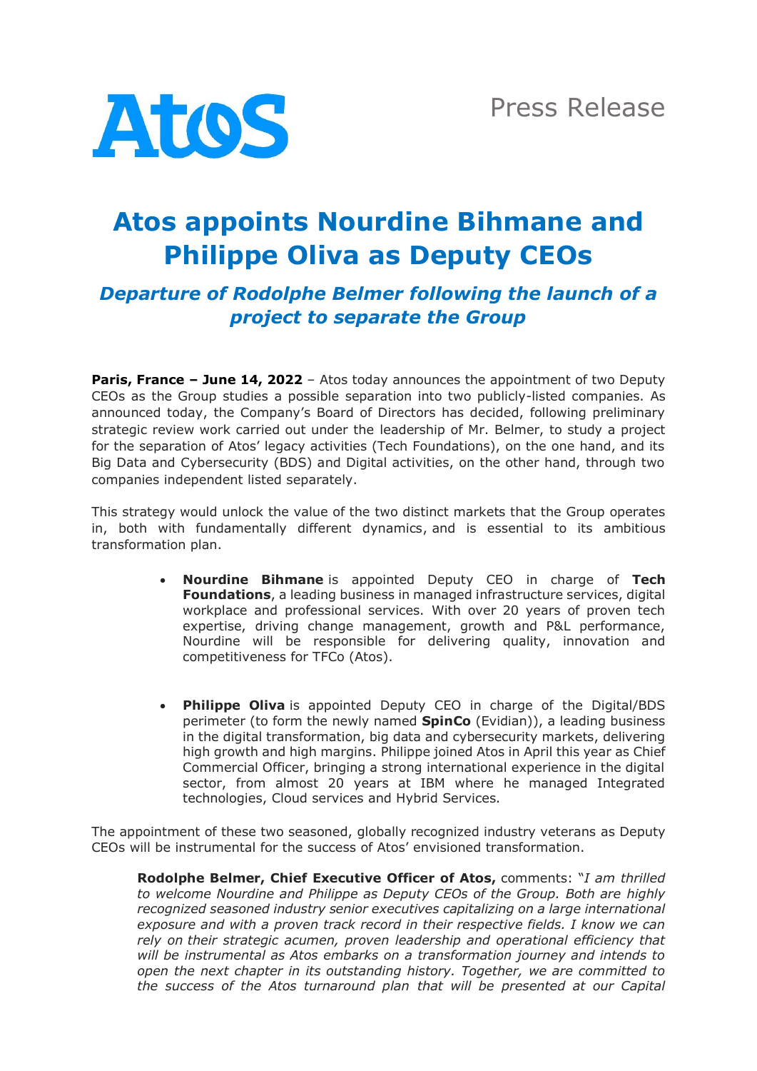Atos

Press Release

# Atos appoints Nourdine Bihmane and Philippe Oliva as Deputy CEOs

## *Departure of Rodolphe Belmer following the launch of a project to separate the Group*

**Paris, France – June 14, 2022** – Atos today announces the appointment of two Deputy CEOs as the Group studies a possible separation into two publicly-listed companies. As announced today, the Company's Board of Directors has decided, following preliminary strategic review work carried out under the leadership of Mr. Belmer, to study a project for the separation of Atos' legacy activities (Tech Foundations), on the one hand, and its Big Data and Cybersecurity (BDS) and Digital activities, on the other hand, through two companies independent listed separately.

This strategy would unlock the value of the two distinct markets that the Group operates in, both with fundamentally different dynamics, and is essential to its ambitious transformation plan.

- **Nourdine Bihmane** is appointed Deputy CEO in charge of **Tech Foundations**, a leading business in managed infrastructure services, digital workplace and professional services. With over 20 years of proven tech expertise, driving change management, growth and P&L performance, Nourdine will be responsible for delivering quality, innovation and competitiveness for TFCo (Atos).

- **Philippe Oliva** is appointed Deputy CEO in charge of the Digital/BDS perimeter (to form the newly named **SpinCo** (Evidian)), a leading business in the digital transformation, big data and cybersecurity markets, delivering high growth and high margins. Philippe joined Atos in April this year as Chief Commercial Officer, bringing a strong international experience in the digital sector, from almost 20 years at IBM where he managed Integrated technologies, Cloud services and Hybrid Services.

The appointment of these two seasoned, globally recognized industry veterans as Deputy CEOs will be instrumental for the success of Atos' envisioned transformation.

> **Rodolphe Belmer, Chief Executive Officer of Atos,** comments: "*I am thrilled to welcome Nourdine and Philippe as Deputy CEOs of the Group. Both are highly recognized seasoned industry senior executives capitalizing on a large international exposure and with a proven track record in their respective fields. I know we can rely on their strategic acumen, proven leadership and operational efficiency that will be instrumental as Atos embarks on a transformation journey and intends to open the next chapter in its outstanding history. Together, we are committed to the success of the Atos turnaround plan that will be presented at our Capital*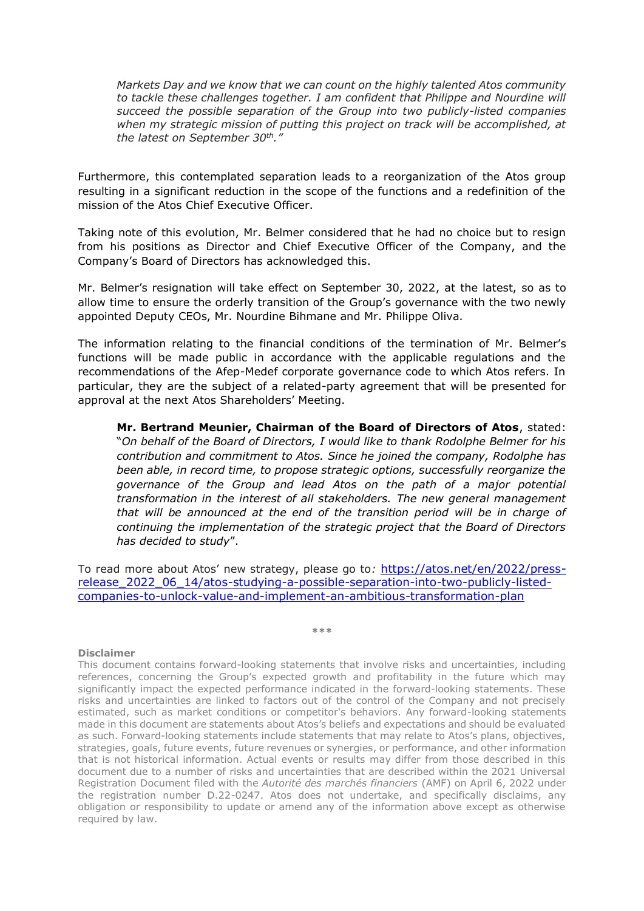*Markets Day and we know that we can count on the highly talented Atos community to tackle these challenges together. I am confident that Philippe and Nourdine will succeed the possible separation of the Group into two publicly-listed companies when my strategic mission of putting this project on track will be accomplished, at the latest on September 30th."*

Furthermore, this contemplated separation leads to a reorganization of the Atos group resulting in a significant reduction in the scope of the functions and a redefinition of the mission of the Atos Chief Executive Officer.

Taking note of this evolution, Mr. Belmer considered that he had no choice but to resign from his positions as Director and Chief Executive Officer of the Company, and the Company's Board of Directors has acknowledged this.

Mr. Belmer's resignation will take effect on September 30, 2022, at the latest, so as to allow time to ensure the orderly transition of the Group's governance with the two newly appointed Deputy CEOs, Mr. Nourdine Bihmane and Mr. Philippe Oliva.

The information relating to the financial conditions of the termination of Mr. Belmer's functions will be made public in accordance with the applicable regulations and the recommendations of the Afep-Medef corporate governance code to which Atos refers. In particular, they are the subject of a related-party agreement that will be presented for approval at the next Atos Shareholders' Meeting.

> **Mr. Bertrand Meunier, Chairman of the Board of Directors of Atos**, stated: "*On behalf of the Board of Directors, I would like to thank Rodolphe Belmer for his contribution and commitment to Atos. Since he joined the company, Rodolphe has been able, in record time, to propose strategic options, successfully reorganize the governance of the Group and lead Atos on the path of a major potential transformation in the interest of all stakeholders. The new general management that will be announced at the end of the transition period will be in charge of continuing the implementation of the strategic project that the Board of Directors has decided to study*".

To read more about Atos' new strategy, please go to*:* [https://atos.net/en/2022/press-release_2022_06_14/atos-studying-a-possible-separation-into-two-publicly-listed-companies-to-unlock-value-and-implement-an-ambitious-transformation-plan](https://atos.net/en/2022/press-release_2022_06_14/atos-studying-a-possible-separation-into-two-publicly-listed-companies-to-unlock-value-and-implement-an-ambitious-transformation-plan)

***

**Disclaimer**

This document contains forward-looking statements that involve risks and uncertainties, including references, concerning the Group's expected growth and profitability in the future which may significantly impact the expected performance indicated in the forward-looking statements. These risks and uncertainties are linked to factors out of the control of the Company and not precisely estimated, such as market conditions or competitor's behaviors. Any forward-looking statements made in this document are statements about Atos's beliefs and expectations and should be evaluated as such. Forward-looking statements include statements that may relate to Atos's plans, objectives, strategies, goals, future events, future revenues or synergies, or performance, and other information that is not historical information. Actual events or results may differ from those described in this document due to a number of risks and uncertainties that are described within the 2021 Universal Registration Document filed with the *Autorité des marchés financiers* (AMF) on April 6, 2022 under the registration number D.22-0247. Atos does not undertake, and specifically disclaims, any obligation or responsibility to update or amend any of the information above except as otherwise required by law.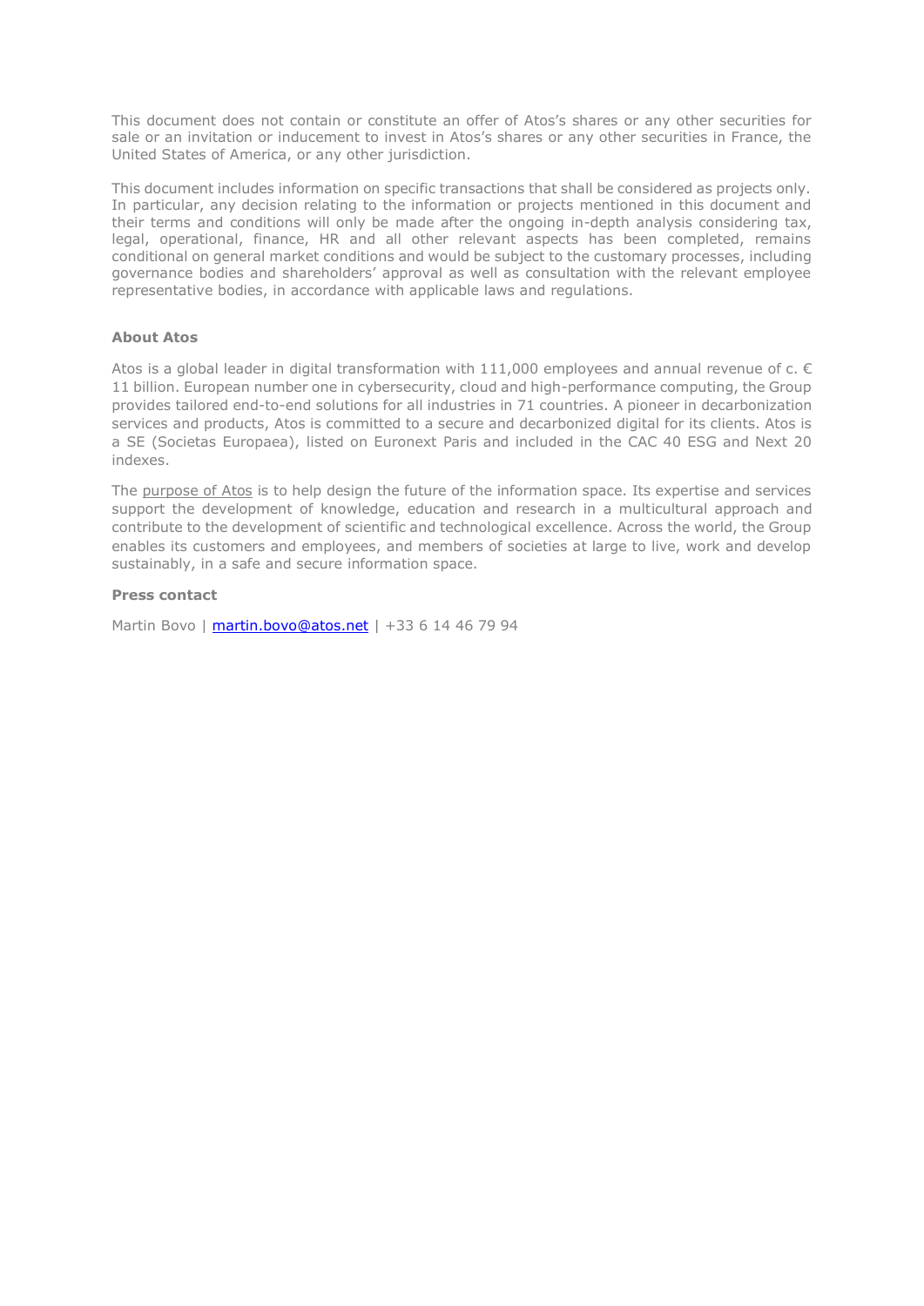This document does not contain or constitute an offer of Atos's shares or any other securities for sale or an invitation or inducement to invest in Atos's shares or any other securities in France, the United States of America, or any other jurisdiction.

This document includes information on specific transactions that shall be considered as projects only. In particular, any decision relating to the information or projects mentioned in this document and their terms and conditions will only be made after the ongoing in-depth analysis considering tax, legal, operational, finance, HR and all other relevant aspects has been completed, remains conditional on general market conditions and would be subject to the customary processes, including governance bodies and shareholders' approval as well as consultation with the relevant employee representative bodies, in accordance with applicable laws and regulations.

**About Atos**

Atos is a global leader in digital transformation with 111,000 employees and annual revenue of c. € 11 billion. European number one in cybersecurity, cloud and high-performance computing, the Group provides tailored end-to-end solutions for all industries in 71 countries. A pioneer in decarbonization services and products, Atos is committed to a secure and decarbonized digital for its clients. Atos is a SE (Societas Europaea), listed on Euronext Paris and included in the CAC 40 ESG and Next 20 indexes.

The purpose of Atos is to help design the future of the information space. Its expertise and services support the development of knowledge, education and research in a multicultural approach and contribute to the development of scientific and technological excellence. Across the world, the Group enables its customers and employees, and members of societies at large to live, work and develop sustainably, in a safe and secure information space.

**Press contact**

Martin Bovo | martin.bovo@atos.net | +33 6 14 46 79 94